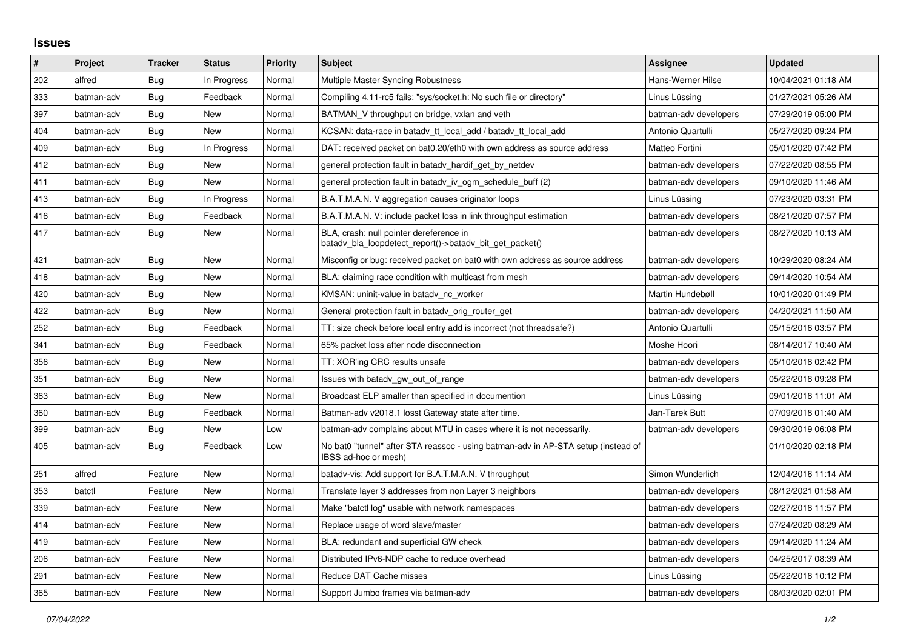# Issues

| # | Project | Tracker | Status | Priority | Subject | Assignee | Updated |
|---|---|---|---|---|---|---|---|
| 202 | alfred | Bug | In Progress | Normal | Multiple Master Syncing Robustness | Hans-Werner Hilse | 10/04/2021 01:18 AM |
| 333 | batman-adv | Bug | Feedback | Normal | Compiling 4.11-rc5 fails: "sys/socket.h: No such file or directory" | Linus Lüssing | 01/27/2021 05:26 AM |
| 397 | batman-adv | Bug | New | Normal | BATMAN_V throughput on bridge, vxlan and veth | batman-adv developers | 07/29/2019 05:00 PM |
| 404 | batman-adv | Bug | New | Normal | KCSAN: data-race in batadv_tt_local_add / batadv_tt_local_add | Antonio Quartulli | 05/27/2020 09:24 PM |
| 409 | batman-adv | Bug | In Progress | Normal | DAT: received packet on bat0.20/eth0 with own address as source address | Matteo Fortini | 05/01/2020 07:42 PM |
| 412 | batman-adv | Bug | New | Normal | general protection fault in batadv_hardif_get_by_netdev | batman-adv developers | 07/22/2020 08:55 PM |
| 411 | batman-adv | Bug | New | Normal | general protection fault in batadv_iv_ogm_schedule_buff (2) | batman-adv developers | 09/10/2020 11:46 AM |
| 413 | batman-adv | Bug | In Progress | Normal | B.A.T.M.A.N. V aggregation causes originator loops | Linus Lüssing | 07/23/2020 03:31 PM |
| 416 | batman-adv | Bug | Feedback | Normal | B.A.T.M.A.N. V: include packet loss in link throughput estimation | batman-adv developers | 08/21/2020 07:57 PM |
| 417 | batman-adv | Bug | New | Normal | BLA, crash: null pointer dereference in batadv_bla_loopdetect_report()->batadv_bit_get_packet() | batman-adv developers | 08/27/2020 10:13 AM |
| 421 | batman-adv | Bug | New | Normal | Misconfig or bug: received packet on bat0 with own address as source address | batman-adv developers | 10/29/2020 08:24 AM |
| 418 | batman-adv | Bug | New | Normal | BLA: claiming race condition with multicast from mesh | batman-adv developers | 09/14/2020 10:54 AM |
| 420 | batman-adv | Bug | New | Normal | KMSAN: uninit-value in batadv_nc_worker | Martin Hundebøll | 10/01/2020 01:49 PM |
| 422 | batman-adv | Bug | New | Normal | General protection fault in batadv_orig_router_get | batman-adv developers | 04/20/2021 11:50 AM |
| 252 | batman-adv | Bug | Feedback | Normal | TT: size check before local entry add is incorrect (not threadsafe?) | Antonio Quartulli | 05/15/2016 03:57 PM |
| 341 | batman-adv | Bug | Feedback | Normal | 65% packet loss after node disconnection | Moshe Hoori | 08/14/2017 10:40 AM |
| 356 | batman-adv | Bug | New | Normal | TT: XOR'ing CRC results unsafe | batman-adv developers | 05/10/2018 02:42 PM |
| 351 | batman-adv | Bug | New | Normal | Issues with batadv_gw_out_of_range | batman-adv developers | 05/22/2018 09:28 PM |
| 363 | batman-adv | Bug | New | Normal | Broadcast ELP smaller than specified in documention | Linus Lüssing | 09/01/2018 11:01 AM |
| 360 | batman-adv | Bug | Feedback | Normal | Batman-adv v2018.1 losst Gateway state after time. | Jan-Tarek Butt | 07/09/2018 01:40 AM |
| 399 | batman-adv | Bug | New | Low | batman-adv complains about MTU in cases where it is not necessarily. | batman-adv developers | 09/30/2019 06:08 PM |
| 405 | batman-adv | Bug | Feedback | Low | No bat0 "tunnel" after STA reassoc - using batman-adv in AP-STA setup (instead of IBSS ad-hoc or mesh) | | 01/10/2020 02:18 PM |
| 251 | alfred | Feature | New | Normal | batadv-vis: Add support for B.A.T.M.A.N. V throughput | Simon Wunderlich | 12/04/2016 11:14 AM |
| 353 | batctl | Feature | New | Normal | Translate layer 3 addresses from non Layer 3 neighbors | batman-adv developers | 08/12/2021 01:58 AM |
| 339 | batman-adv | Feature | New | Normal | Make "batctl log" usable with network namespaces | batman-adv developers | 02/27/2018 11:57 PM |
| 414 | batman-adv | Feature | New | Normal | Replace usage of word slave/master | batman-adv developers | 07/24/2020 08:29 AM |
| 419 | batman-adv | Feature | New | Normal | BLA: redundant and superficial GW check | batman-adv developers | 09/14/2020 11:24 AM |
| 206 | batman-adv | Feature | New | Normal | Distributed IPv6-NDP cache to reduce overhead | batman-adv developers | 04/25/2017 08:39 AM |
| 291 | batman-adv | Feature | New | Normal | Reduce DAT Cache misses | Linus Lüssing | 05/22/2018 10:12 PM |
| 365 | batman-adv | Feature | New | Normal | Support Jumbo frames via batman-adv | batman-adv developers | 08/03/2020 02:01 PM |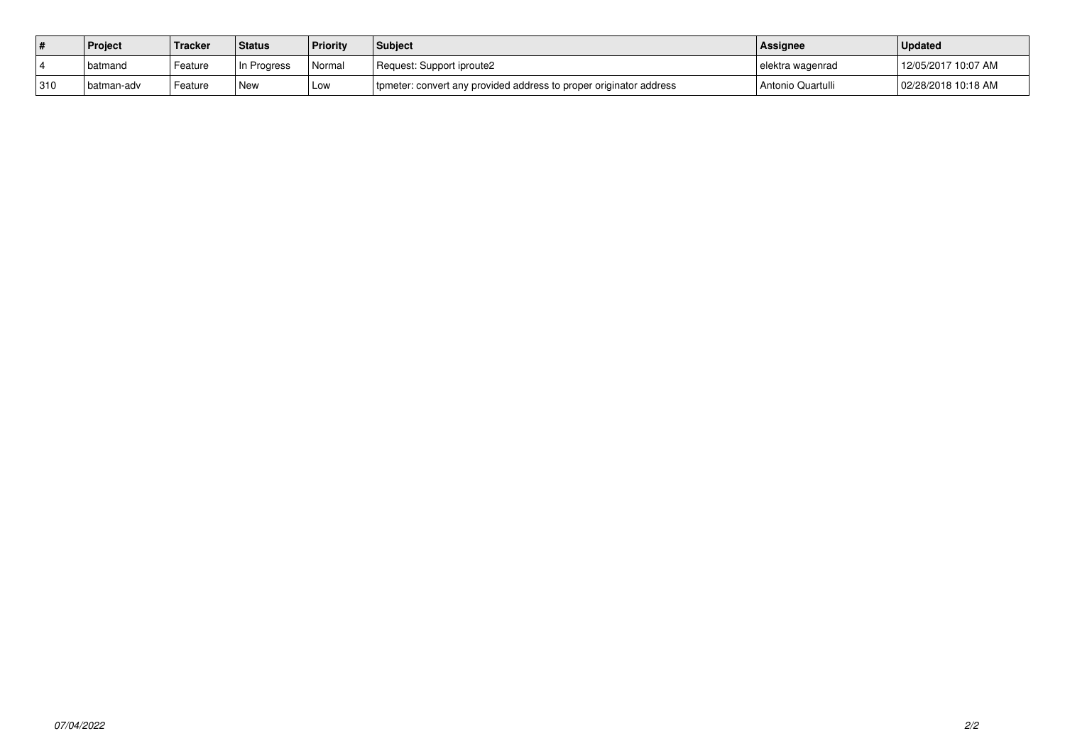| # | Project | Tracker | Status | Priority | Subject | Assignee | Updated |
|---|---|---|---|---|---|---|---|
| 4 | batmand | Feature | In Progress | Normal | Request: Support iproute2 | elektra wagenrad | 12/05/2017 10:07 AM |
| 310 | batman-adv | Feature | New | Low | tpmeter: convert any provided address to proper originator address | Antonio Quartulli | 02/28/2018 10:18 AM |